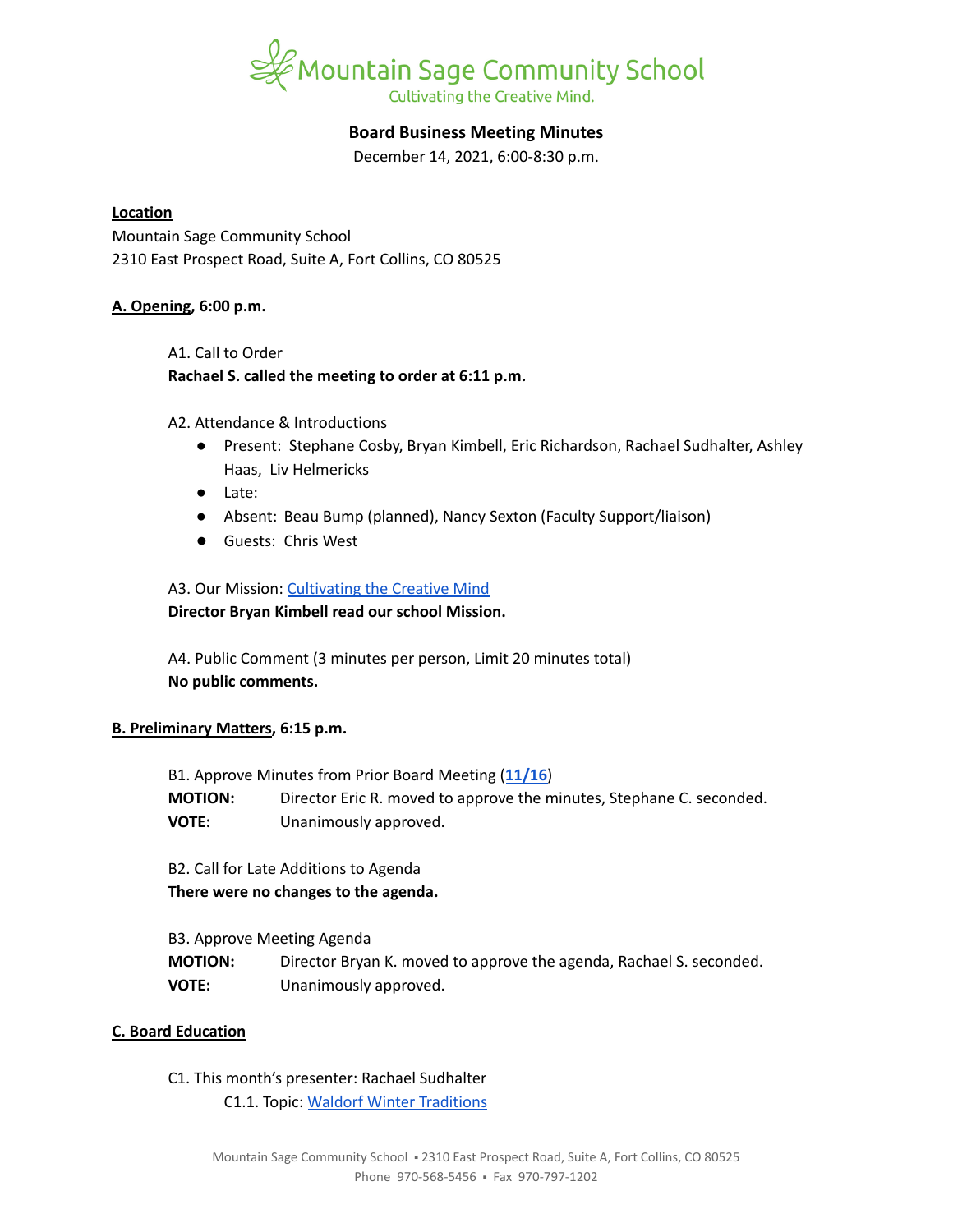Mountain Sage Community School

Cultivating the Creative Mind.

# Board Business Meeting Minutes

December 14, 2021, 6:00-8:30 p.m.

**Location**

Mountain Sage Community School
2310 East Prospect Road, Suite A, Fort Collins, CO 80525

## A. Opening, 6:00 p.m.

A1. Call to Order

**Rachael S. called the meeting to order at 6:11 p.m.**

A2. Attendance & Introductions

- Present: Stephane Cosby, Bryan Kimbell, Eric Richardson, Rachael Sudhalter, Ashley Haas, Liv Helmericks
- Late:
- Absent: Beau Bump (planned), Nancy Sexton (Faculty Support/liaison)
- Guests: Chris West

A3. Our Mission: Cultivating the Creative Mind

**Director Bryan Kimbell read our school Mission.**

A4. Public Comment (3 minutes per person, Limit 20 minutes total)

**No public comments.**

## B. Preliminary Matters, 6:15 p.m.

B1. Approve Minutes from Prior Board Meeting (**11/16**)

**MOTION:** Director Eric R. moved to approve the minutes, Stephane C. seconded.

**VOTE:** Unanimously approved.

B2. Call for Late Additions to Agenda

**There were no changes to the agenda.**

B3. Approve Meeting Agenda

**MOTION:** Director Bryan K. moved to approve the agenda, Rachael S. seconded.

**VOTE:** Unanimously approved.

## C. Board Education

C1. This month's presenter: Rachael Sudhalter

C1.1. Topic: Waldorf Winter Traditions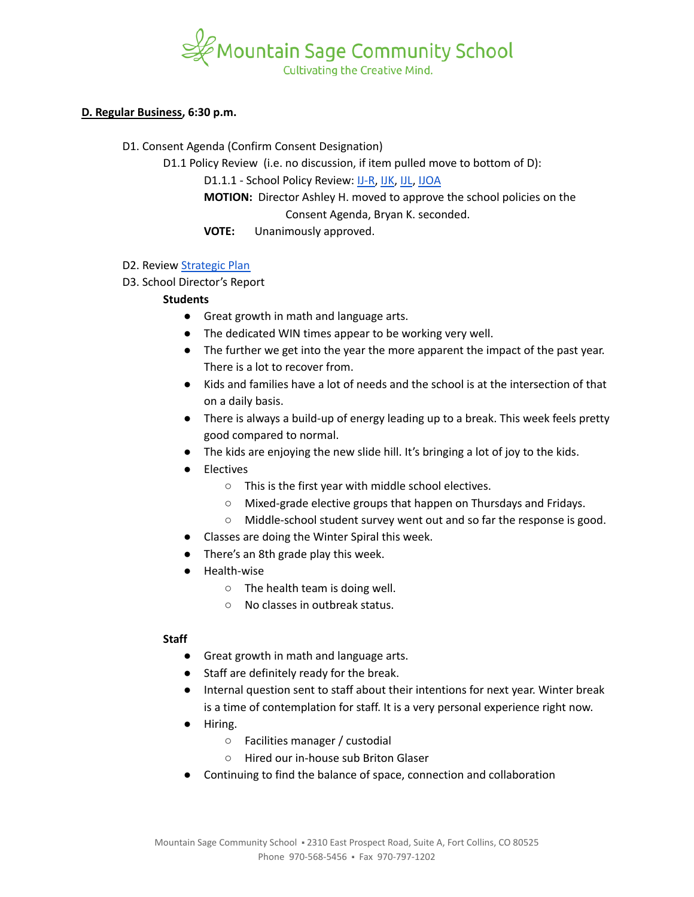**D. Regular Business, 6:30 p.m.**

D1. Consent Agenda (Confirm Consent Designation)

D1.1 Policy Review (i.e. no discussion, if item pulled move to bottom of D):

D1.1.1 - School Policy Review: IJ-R, IJK, IJL, IJOA

**MOTION:** Director Ashley H. moved to approve the school policies on the Consent Agenda, Bryan K. seconded.

**VOTE:** Unanimously approved.

D2. Review Strategic Plan

D3. School Director's Report

**Students**

- Great growth in math and language arts.
- The dedicated WIN times appear to be working very well.
- The further we get into the year the more apparent the impact of the past year. There is a lot to recover from.
- Kids and families have a lot of needs and the school is at the intersection of that on a daily basis.
- There is always a build-up of energy leading up to a break. This week feels pretty good compared to normal.
- The kids are enjoying the new slide hill. It's bringing a lot of joy to the kids.
- Electives
  - This is the first year with middle school electives.
  - Mixed-grade elective groups that happen on Thursdays and Fridays.
  - Middle-school student survey went out and so far the response is good.
- Classes are doing the Winter Spiral this week.
- There's an 8th grade play this week.
- Health-wise
  - The health team is doing well.
  - No classes in outbreak status.

**Staff**

- Great growth in math and language arts.
- Staff are definitely ready for the break.
- Internal question sent to staff about their intentions for next year. Winter break is a time of contemplation for staff. It is a very personal experience right now.
- Hiring.
  - Facilities manager / custodial
  - Hired our in-house sub Briton Glaser
- Continuing to find the balance of space, connection and collaboration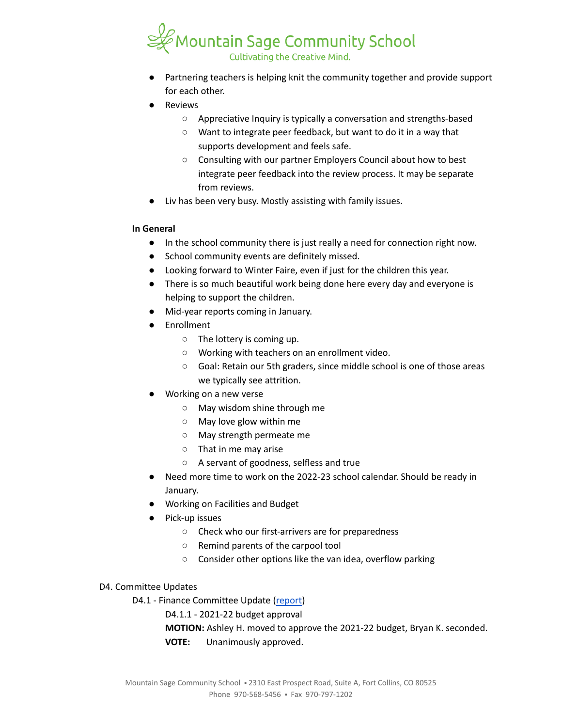- Partnering teachers is helping knit the community together and provide support for each other.
- Reviews
  - Appreciative Inquiry is typically a conversation and strengths-based
  - Want to integrate peer feedback, but want to do it in a way that supports development and feels safe.
  - Consulting with our partner Employers Council about how to best integrate peer feedback into the review process. It may be separate from reviews.
- Liv has been very busy. Mostly assisting with family issues.

**In General**

- In the school community there is just really a need for connection right now.
- School community events are definitely missed.
- Looking forward to Winter Faire, even if just for the children this year.
- There is so much beautiful work being done here every day and everyone is helping to support the children.
- Mid-year reports coming in January.
- Enrollment
  - The lottery is coming up.
  - Working with teachers on an enrollment video.
  - Goal: Retain our 5th graders, since middle school is one of those areas we typically see attrition.
- Working on a new verse
  - May wisdom shine through me
  - May love glow within me
  - May strength permeate me
  - That in me may arise
  - A servant of goodness, selfless and true
- Need more time to work on the 2022-23 school calendar. Should be ready in January.
- Working on Facilities and Budget
- Pick-up issues
  - Check who our first-arrivers are for preparedness
  - Remind parents of the carpool tool
  - Consider other options like the van idea, overflow parking

D4. Committee Updates

D4.1 - Finance Committee Update (report)

D4.1.1 - 2021-22 budget approval

**MOTION:** Ashley H. moved to approve the 2021-22 budget, Bryan K. seconded.

**VOTE:** Unanimously approved.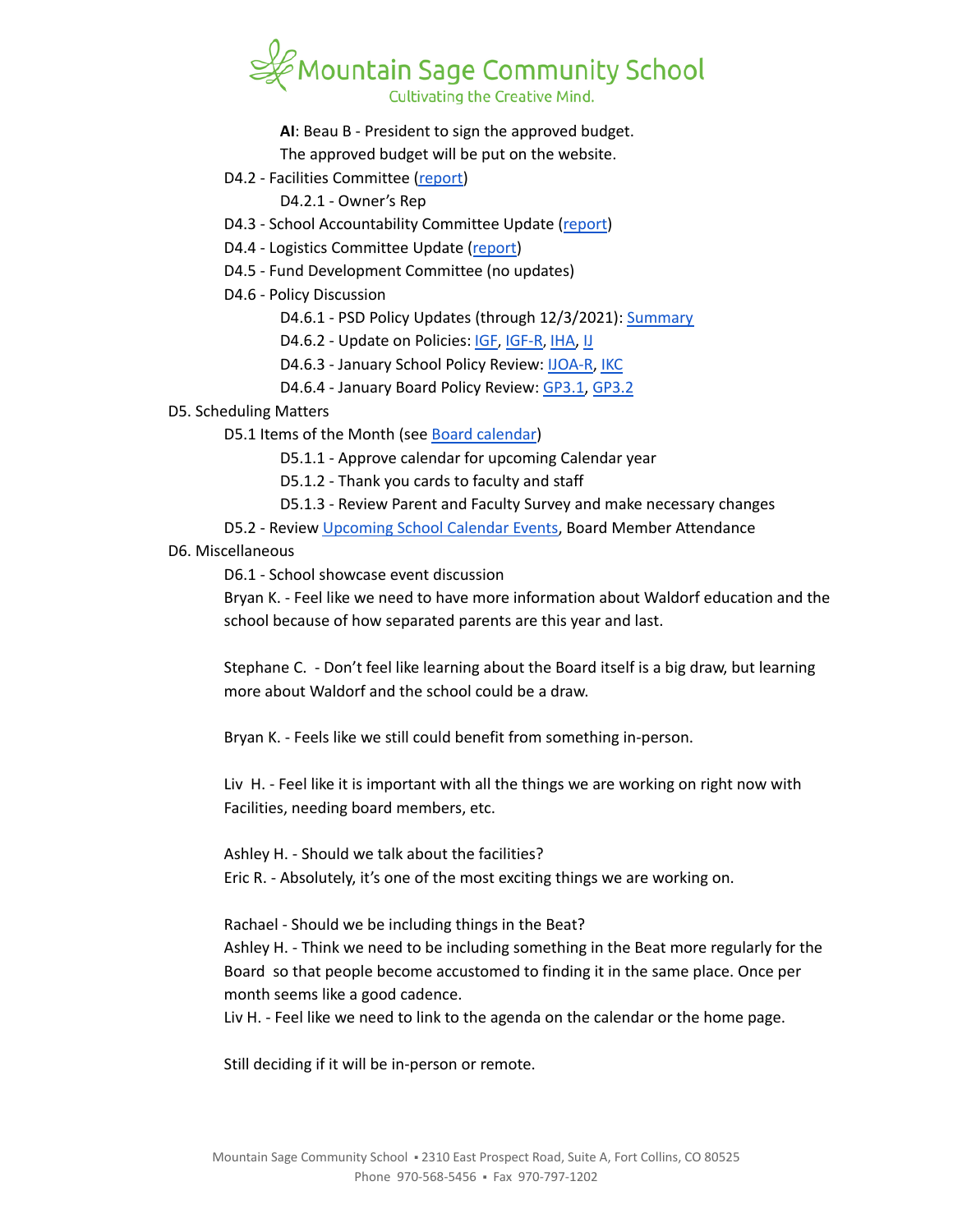**AI**: Beau B - President to sign the approved budget.
The approved budget will be put on the website.

D4.2 - Facilities Committee (report)

D4.2.1 - Owner's Rep

D4.3 - School Accountability Committee Update (report)

D4.4 - Logistics Committee Update (report)

D4.5 - Fund Development Committee (no updates)

D4.6 - Policy Discussion

D4.6.1 - PSD Policy Updates (through 12/3/2021): Summary

D4.6.2 - Update on Policies: IGF, IGF-R, IHA, IJ

D4.6.3 - January School Policy Review: IJOA-R, IKC

D4.6.4 - January Board Policy Review: GP3.1, GP3.2

D5. Scheduling Matters

D5.1 Items of the Month (see Board calendar)

D5.1.1 - Approve calendar for upcoming Calendar year

D5.1.2 - Thank you cards to faculty and staff

D5.1.3 - Review Parent and Faculty Survey and make necessary changes

D5.2 - Review Upcoming School Calendar Events, Board Member Attendance

D6. Miscellaneous

D6.1 - School showcase event discussion

Bryan K. - Feel like we need to have more information about Waldorf education and the school because of how separated parents are this year and last.

Stephane C. - Don't feel like learning about the Board itself is a big draw, but learning more about Waldorf and the school could be a draw.

Bryan K. - Feels like we still could benefit from something in-person.

Liv H. - Feel like it is important with all the things we are working on right now with Facilities, needing board members, etc.

Ashley H. - Should we talk about the facilities?
Eric R. - Absolutely, it's one of the most exciting things we are working on.

Rachael - Should we be including things in the Beat?
Ashley H. - Think we need to be including something in the Beat more regularly for the Board so that people become accustomed to finding it in the same place. Once per month seems like a good cadence.
Liv H. - Feel like we need to link to the agenda on the calendar or the home page.

Still deciding if it will be in-person or remote.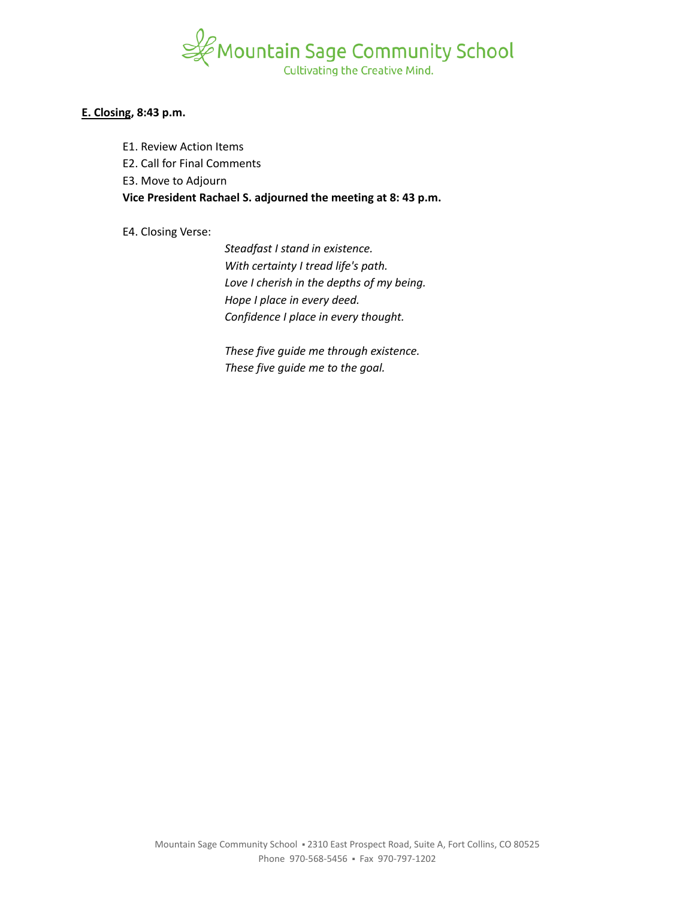**E. Closing, 8:43 p.m.**

E1. Review Action Items

E2. Call for Final Comments

E3. Move to Adjourn

**Vice President Rachael S. adjourned the meeting at 8: 43 p.m.**

E4. Closing Verse:

*Steadfast I stand in existence.*
*With certainty I tread life's path.*
*Love I cherish in the depths of my being.*
*Hope I place in every deed.*
*Confidence I place in every thought.*

*These five guide me through existence.*
*These five guide me to the goal.*